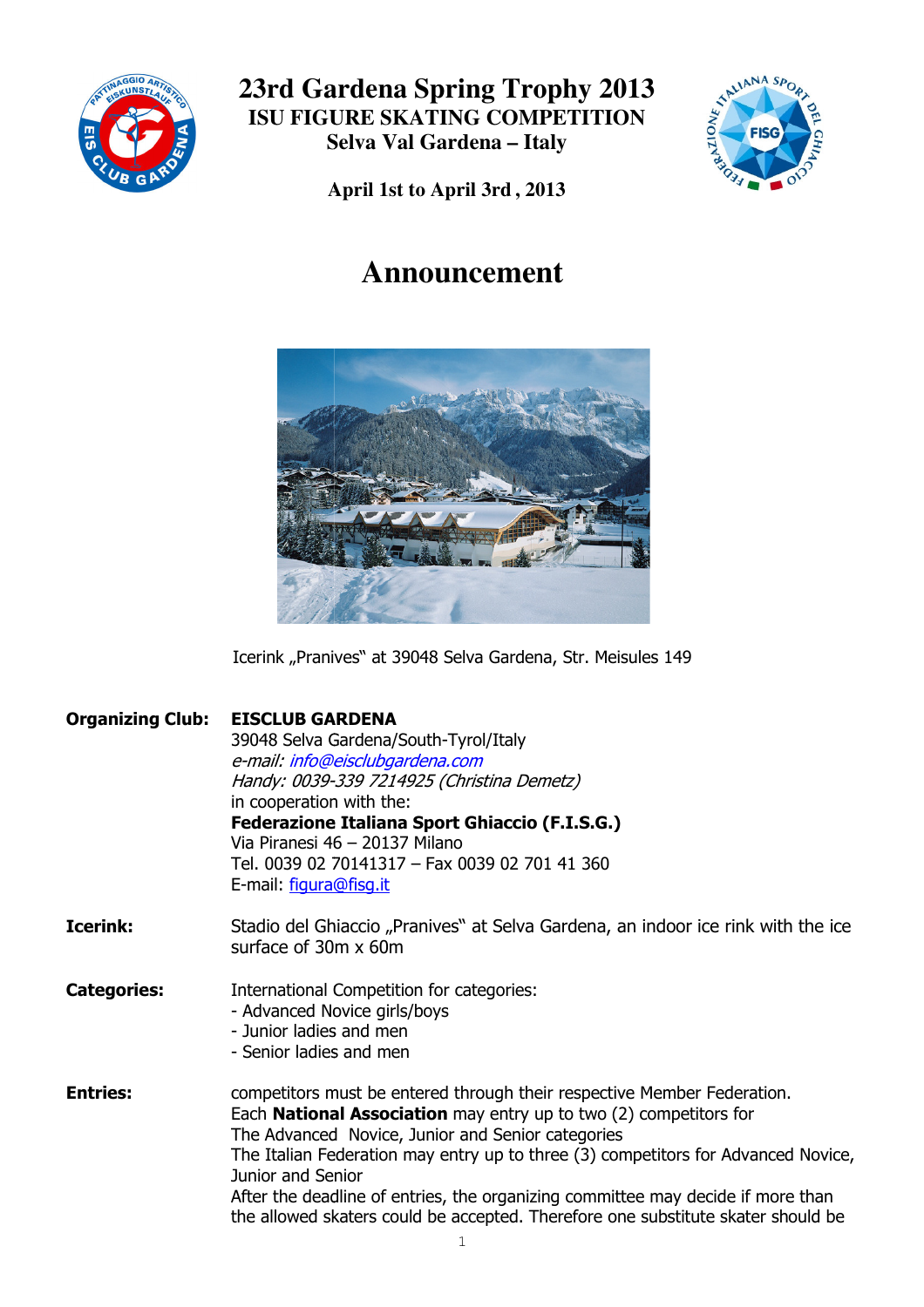# 23rd Gardena Spring Trophy 2013

## ISU FIGURE SKATING COMPETITION

### Selva Val Gardena – Italy

**April 1st to April 3rd , 2013**

# Announcement

Icerink „Pranives" at 39048 Selva Gardena, Str. Meisules 149

**Organizing Club:** **EISCLUB GARDENA**
39048 Selva Gardena/South-Tyrol/Italy
*e-mail: info@eisclubgardena.com*
*Handy: 0039-339 7214925 (Christina Demetz)*
in cooperation with the:
**Federazione Italiana Sport Ghiaccio (F.I.S.G.)**
Via Piranesi 46 – 20137 Milano
Tel. 0039 02 70141317 – Fax 0039 02 701 41 360
E-mail: figura@fisg.it

**Icerink:** Stadio del Ghiaccio „Pranives" at Selva Gardena, an indoor ice rink with the ice surface of 30m x 60m

**Categories:** International Competition for categories:
- Advanced Novice girls/boys
- Junior ladies and men
- Senior ladies and men

**Entries:** competitors must be entered through their respective Member Federation.
Each **National Association** may entry up to two (2) competitors for The Advanced Novice, Junior and Senior categories
The Italian Federation may entry up to three (3) competitors for Advanced Novice, Junior and Senior
After the deadline of entries, the organizing committee may decide if more than the allowed skaters could be accepted. Therefore one substitute skater should be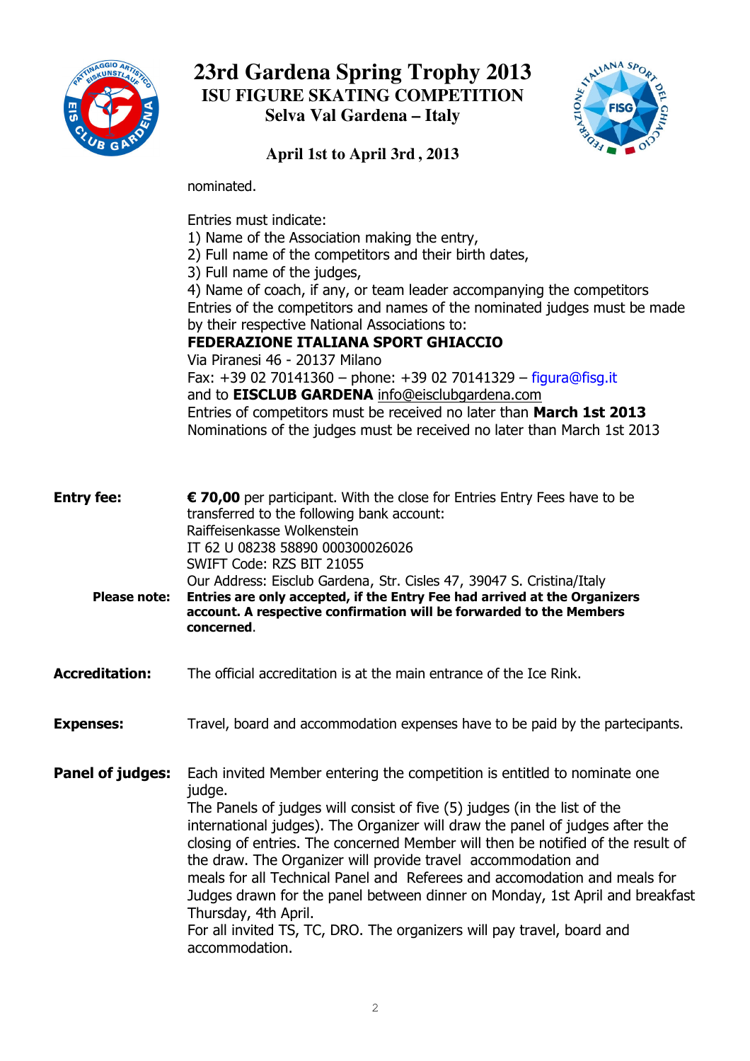nominated.

Entries must indicate:
1) Name of the Association making the entry,
2) Full name of the competitors and their birth dates,
3) Full name of the judges,
4) Name of coach, if any, or team leader accompanying the competitors

Entries of the competitors and names of the nominated judges must be made by their respective National Associations to:
**FEDERAZIONE ITALIANA SPORT GHIACCIO**
Via Piranesi 46 - 20137 Milano
Fax: +39 02 70141360 – phone: +39 02 70141329 – figura@fisg.it
and to **EISCLUB GARDENA** info@eisclubgardena.com
Entries of competitors must be received no later than **March 1st 2013**
Nominations of the judges must be received no later than March 1st 2013

**Entry fee:** **€ 70,00** per participant. With the close for Entries Entry Fees have to be transferred to the following bank account:
Raiffeisenkasse Wolkenstein
IT 62 U 08238 58890 000300026026
SWIFT Code: RZS BIT 21055
Our Address: Eisclub Gardena, Str. Cisles 47, 39047 S. Cristina/Italy

**Please note:** **Entries are only accepted, if the Entry Fee had arrived at the Organizers account. A respective confirmation will be forwarded to the Members concerned**.

**Accreditation:** The official accreditation is at the main entrance of the Ice Rink.

**Expenses:** Travel, board and accommodation expenses have to be paid by the partecipants.

**Panel of judges:** Each invited Member entering the competition is entitled to nominate one judge.
The Panels of judges will consist of five (5) judges (in the list of the international judges). The Organizer will draw the panel of judges after the closing of entries. The concerned Member will then be notified of the result of the draw. The Organizer will provide travel accommodation and meals for all Technical Panel and Referees and accomodation and meals for Judges drawn for the panel between dinner on Monday, 1st April and breakfast Thursday, 4th April.
For all invited TS, TC, DRO. The organizers will pay travel, board and accommodation.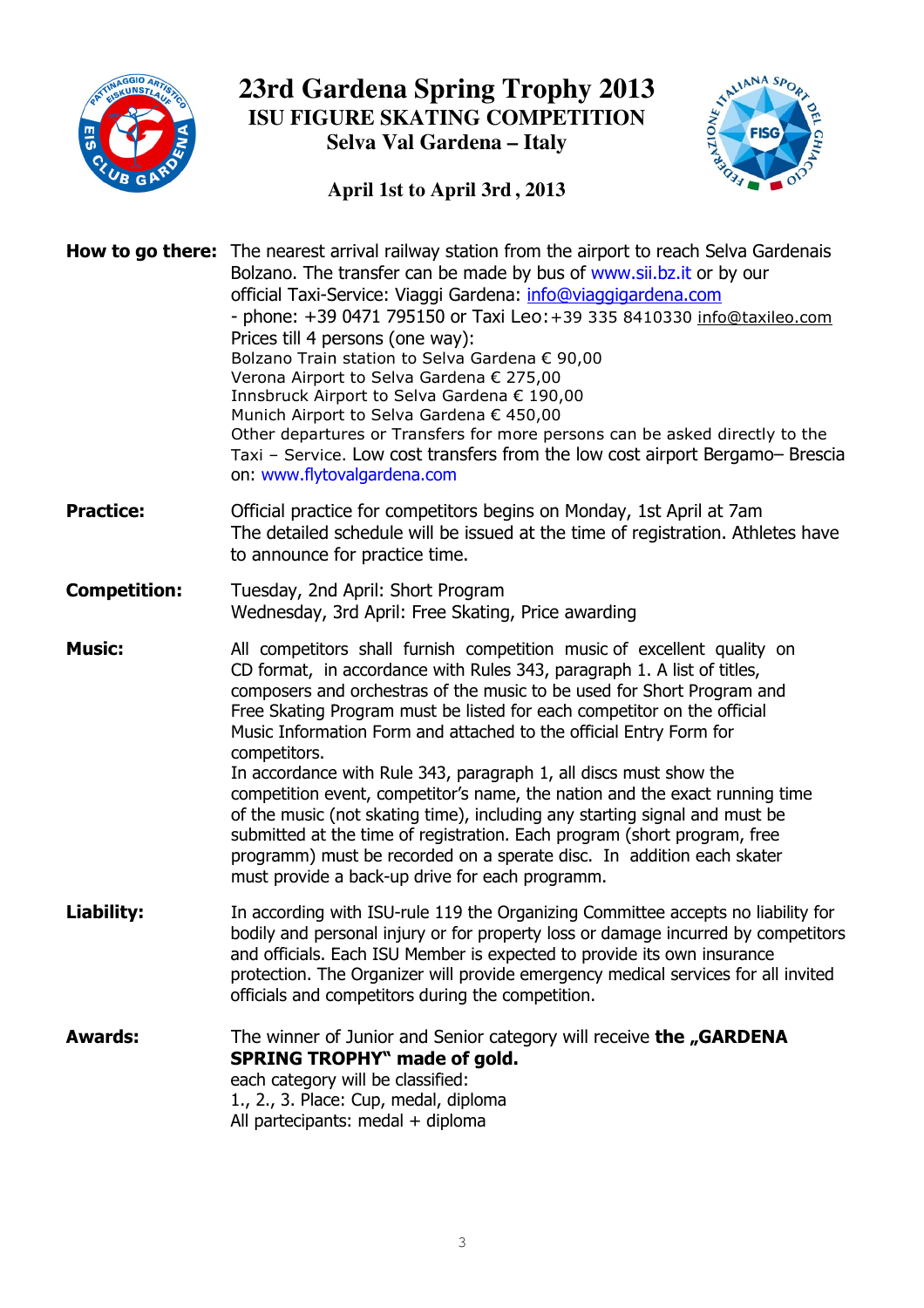# 23rd Gardena Spring Trophy 2013

## ISU FIGURE SKATING COMPETITION

### Selva Val Gardena – Italy

### April 1st to April 3rd , 2013

**How to go there:** The nearest arrival railway station from the airport to reach Selva Gardenais Bolzano. The transfer can be made by bus of www.sii.bz.it or by our official Taxi-Service: Viaggi Gardena: info@viaggigardena.com
- phone: +39 0471 795150 or Taxi Leo:+39 335 8410330 info@taxileo.com
Prices till 4 persons (one way):
Bolzano Train station to Selva Gardena € 90,00
Verona Airport to Selva Gardena € 275,00
Innsbruck Airport to Selva Gardena € 190,00
Munich Airport to Selva Gardena € 450,00
Other departures or Transfers for more persons can be asked directly to the Taxi – Service. Low cost transfers from the low cost airport Bergamo– Brescia on: www.flytovalgardena.com

**Practice:** Official practice for competitors begins on Monday, 1st April at 7am
The detailed schedule will be issued at the time of registration. Athletes have to announce for practice time.

**Competition:** Tuesday, 2nd April: Short Program
Wednesday, 3rd April: Free Skating, Price awarding

**Music:** All competitors shall furnish competition music of excellent quality on CD format, in accordance with Rules 343, paragraph 1. A list of titles, composers and orchestras of the music to be used for Short Program and Free Skating Program must be listed for each competitor on the official Music Information Form and attached to the official Entry Form for competitors.
In accordance with Rule 343, paragraph 1, all discs must show the competition event, competitor's name, the nation and the exact running time of the music (not skating time), including any starting signal and must be submitted at the time of registration. Each program (short program, free programm) must be recorded on a sperate disc. In addition each skater must provide a back-up drive for each programm.

**Liability:** In according with ISU-rule 119 the Organizing Committee accepts no liability for bodily and personal injury or for property loss or damage incurred by competitors and officials. Each ISU Member is expected to provide its own insurance protection. The Organizer will provide emergency medical services for all invited officials and competitors during the competition.

**Awards:** The winner of Junior and Senior category will receive **the „GARDENA SPRING TROPHY" made of gold.**
each category will be classified:
1., 2., 3. Place: Cup, medal, diploma
All partecipants: medal + diploma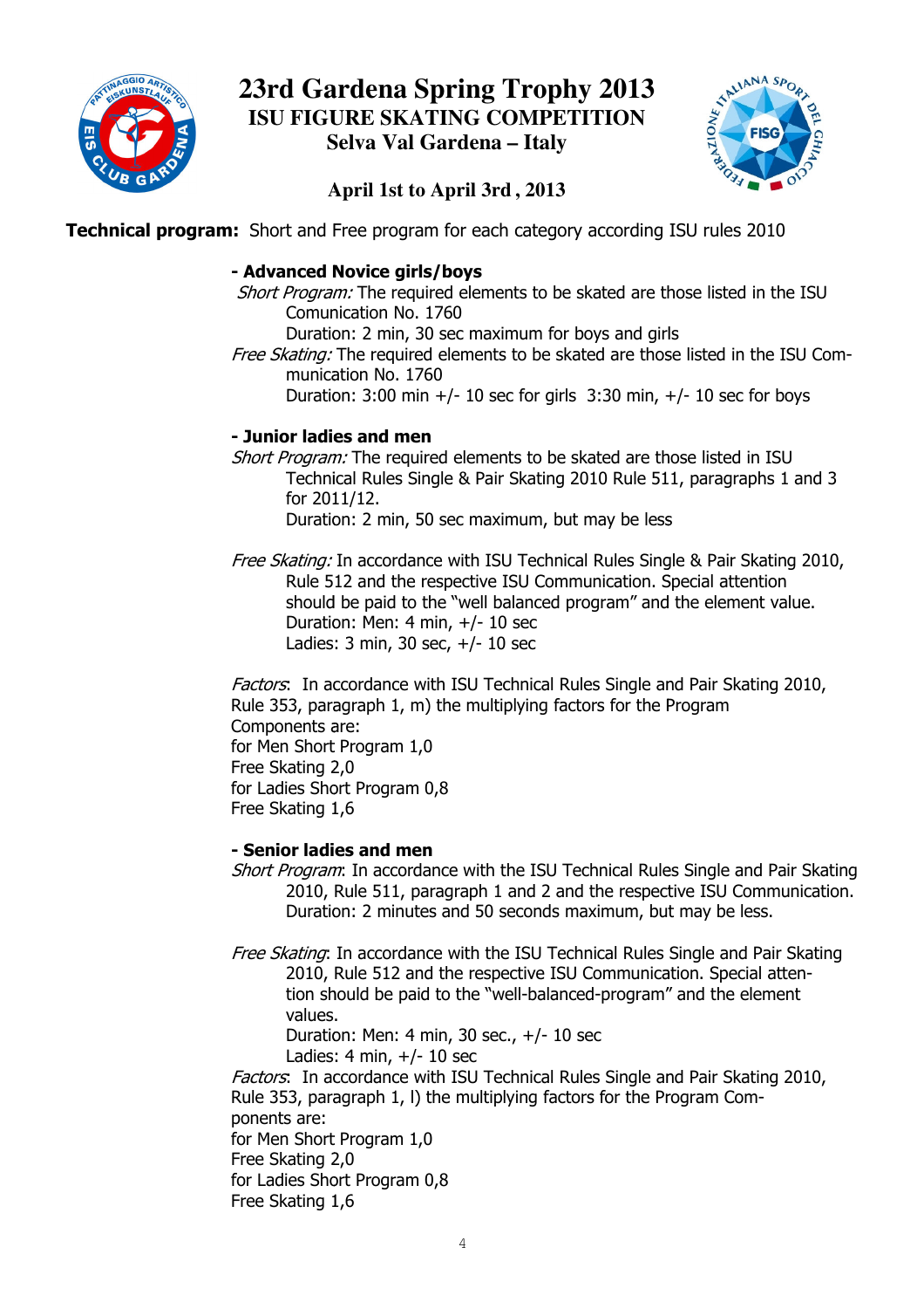# 23rd Gardena Spring Trophy 2013

## ISU FIGURE SKATING COMPETITION

### Selva Val Gardena – Italy

### April 1st to April 3rd , 2013

**Technical program:** Short and Free program for each category according ISU rules 2010

**- Advanced Novice girls/boys**

*Short Program:* The required elements to be skated are those listed in the ISU Comunication No. 1760
Duration: 2 min, 30 sec maximum for boys and girls

*Free Skating:* The required elements to be skated are those listed in the ISU Communication No. 1760
Duration: 3:00 min +/- 10 sec for girls 3:30 min, +/- 10 sec for boys

**- Junior ladies and men**

*Short Program:* The required elements to be skated are those listed in ISU Technical Rules Single & Pair Skating 2010 Rule 511, paragraphs 1 and 3 for 2011/12.
Duration: 2 min, 50 sec maximum, but may be less

*Free Skating:* In accordance with ISU Technical Rules Single & Pair Skating 2010, Rule 512 and the respective ISU Communication. Special attention should be paid to the "well balanced program" and the element value.
Duration: Men: 4 min, +/- 10 sec
Ladies: 3 min, 30 sec, +/- 10 sec

*Factors*: In accordance with ISU Technical Rules Single and Pair Skating 2010, Rule 353, paragraph 1, m) the multiplying factors for the Program Components are:
for Men Short Program 1,0
Free Skating 2,0
for Ladies Short Program 0,8
Free Skating 1,6

**- Senior ladies and men**

*Short Program*: In accordance with the ISU Technical Rules Single and Pair Skating 2010, Rule 511, paragraph 1 and 2 and the respective ISU Communication.
Duration: 2 minutes and 50 seconds maximum, but may be less.

*Free Skating*: In accordance with the ISU Technical Rules Single and Pair Skating 2010, Rule 512 and the respective ISU Communication. Special attention should be paid to the "well-balanced-program" and the element values.
Duration: Men: 4 min, 30 sec., +/- 10 sec
Ladies: 4 min, +/- 10 sec

*Factors*: In accordance with ISU Technical Rules Single and Pair Skating 2010, Rule 353, paragraph 1, l) the multiplying factors for the Program Components are:
for Men Short Program 1,0
Free Skating 2,0
for Ladies Short Program 0,8
Free Skating 1,6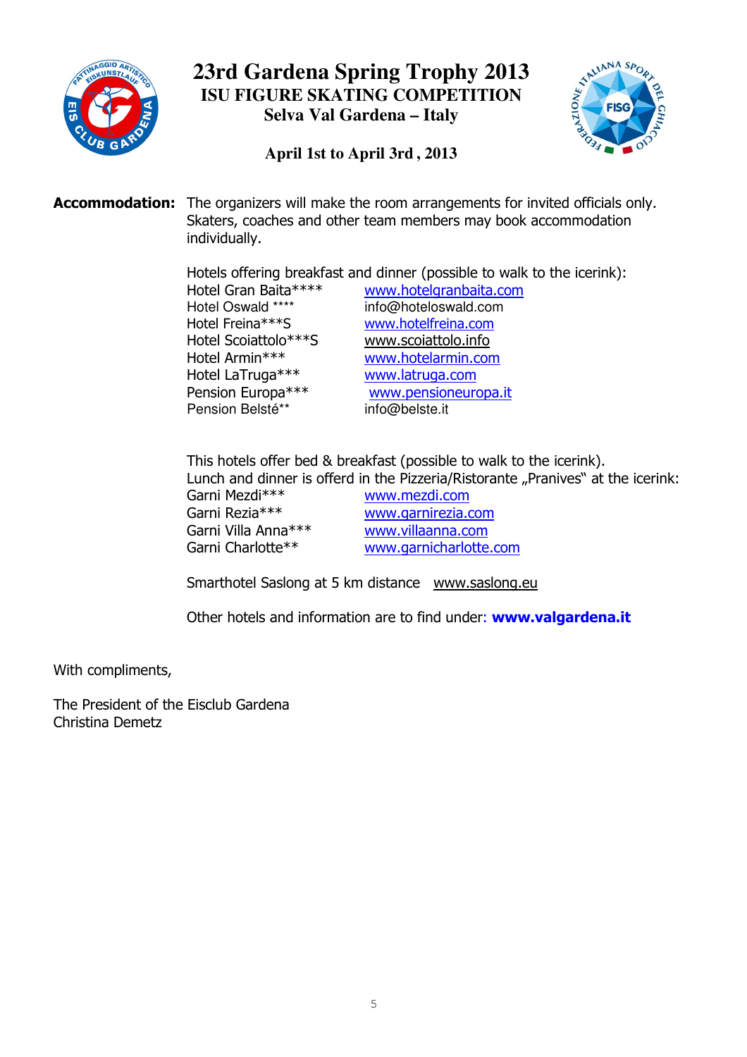# 23rd Gardena Spring Trophy 2013

## ISU FIGURE SKATING COMPETITION

### Selva Val Gardena – Italy

**April 1st to April 3rd , 2013**

**Accommodation:** The organizers will make the room arrangements for invited officials only. Skaters, coaches and other team members may book accommodation individually.

Hotels offering breakfast and dinner (possible to walk to the icerink):

| | |
|---|---|
| Hotel Gran Baita**** | www.hotelgranbaita.com |
| Hotel Oswald **** | info@hoteloswald.com |
| Hotel Freina***S | www.hotelfreina.com |
| Hotel Scoiattolo***S | www.scoiattolo.info |
| Hotel Armin*** | www.hotelarmin.com |
| Hotel LaTruga*** | www.latruga.com |
| Pension Europa*** | www.pensioneuropa.it |
| Pension Belsté** | info@belste.it |

This hotels offer bed & breakfast (possible to walk to the icerink).
Lunch and dinner is offerd in the Pizzeria/Ristorante „Pranives" at the icerink:

| | |
|---|---|
| Garni Mezdi*** | www.mezdi.com |
| Garni Rezia*** | www.garnirezia.com |
| Garni Villa Anna*** | www.villaanna.com |
| Garni Charlotte** | www.garnicharlotte.com |

Smarthotel Saslong at 5 km distance www.saslong.eu

Other hotels and information are to find under: **www.valgardena.it**

With compliments,

The President of the Eisclub Gardena
Christina Demetz